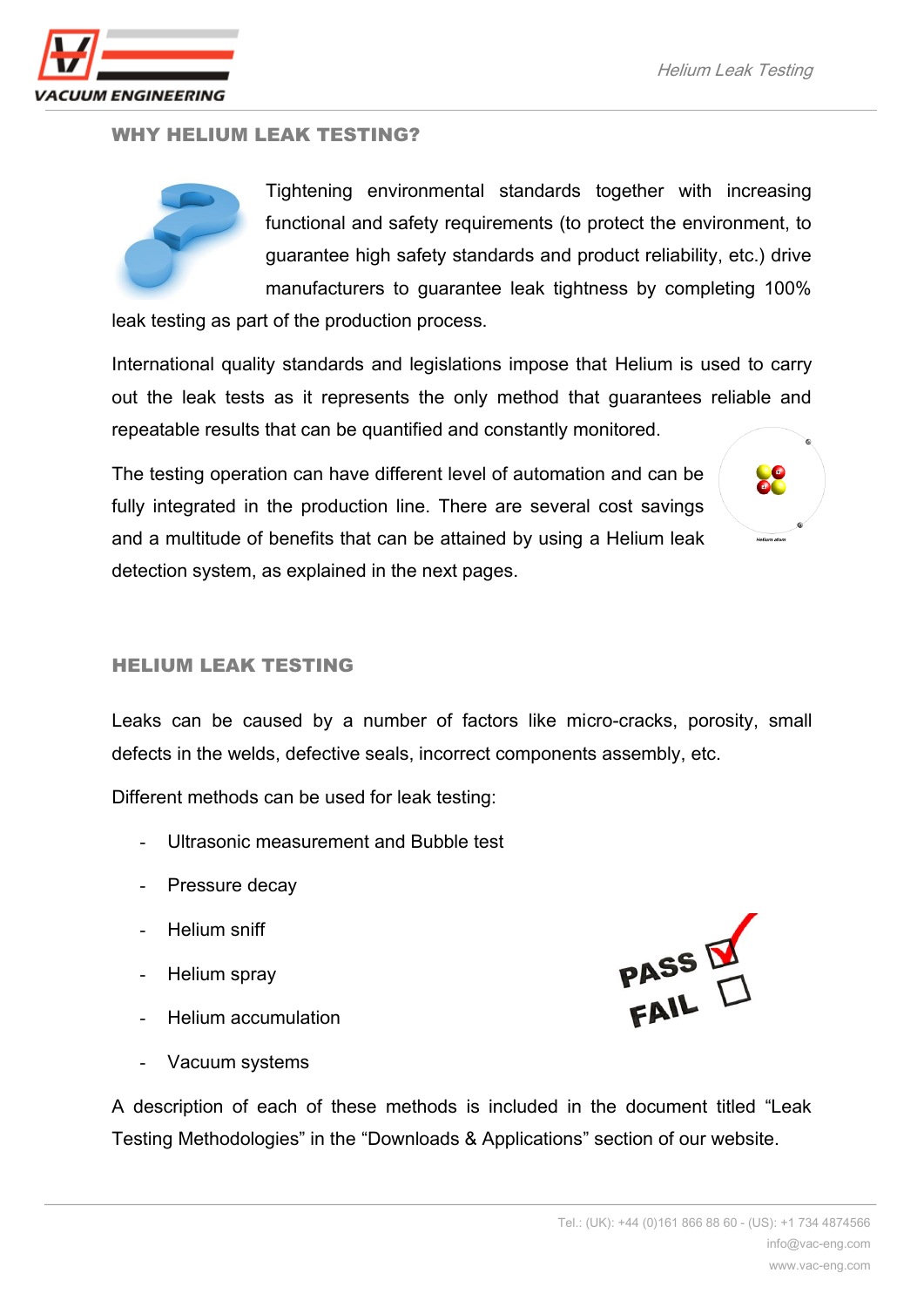## WHY HELIUM LEAK TESTING?

Tightening environmental standards together with increasing functional and safety requirements (to protect the environment, to guarantee high safety standards and product reliability, etc.) drive manufacturers to guarantee leak tightness by completing 100% leak testing as part of the production process.

International quality standards and legislations impose that Helium is used to carry out the leak tests as it represents the only method that guarantees reliable and repeatable results that can be quantified and constantly monitored.

The testing operation can have different level of automation and can be fully integrated in the production line. There are several cost savings and a multitude of benefits that can be attained by using a Helium leak detection system, as explained in the next pages.

## HELIUM LEAK TESTING

Leaks can be caused by a number of factors like micro-cracks, porosity, small defects in the welds, defective seals, incorrect components assembly, etc.

Different methods can be used for leak testing:

- Ultrasonic measurement and Bubble test
- Pressure decay
- Helium sniff
- Helium spray
- Helium accumulation
- Vacuum systems

A description of each of these methods is included in the document titled "Leak Testing Methodologies" in the "Downloads & Applications" section of our website.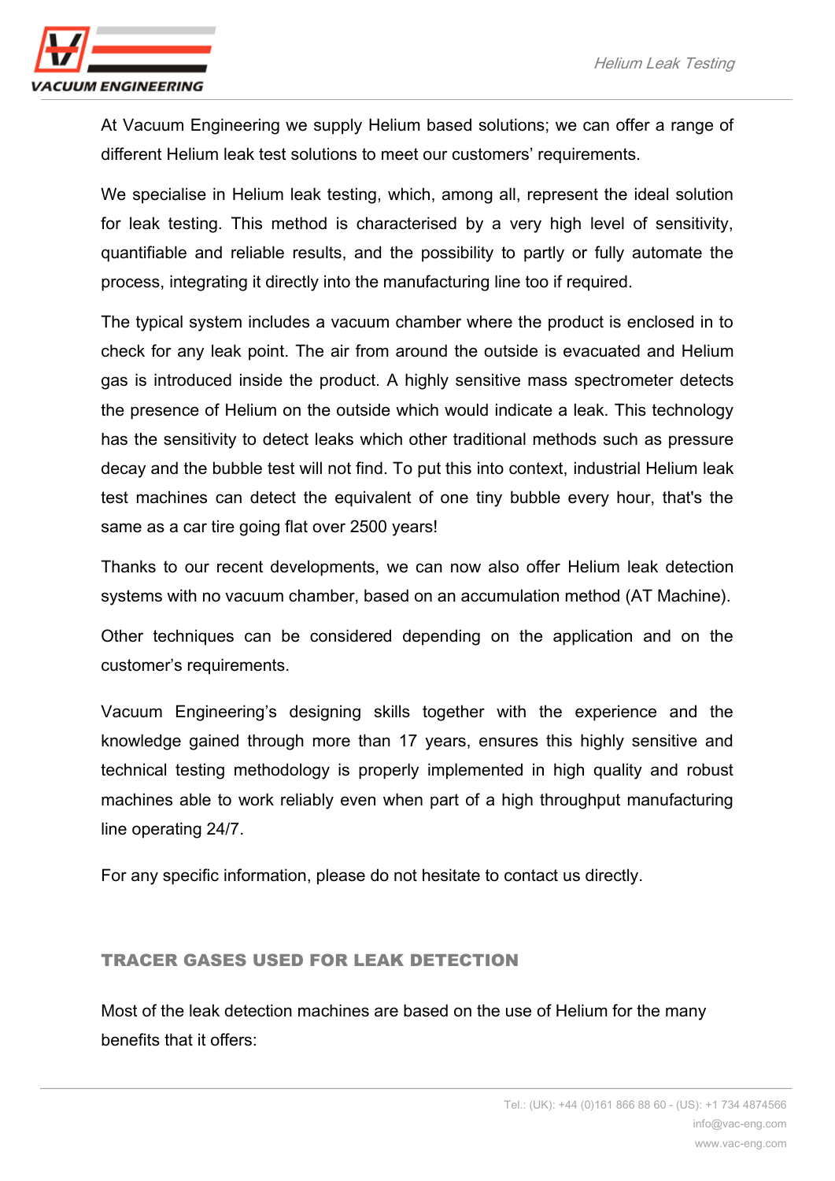At Vacuum Engineering we supply Helium based solutions; we can offer a range of different Helium leak test solutions to meet our customers' requirements.

We specialise in Helium leak testing, which, among all, represent the ideal solution for leak testing. This method is characterised by a very high level of sensitivity, quantifiable and reliable results, and the possibility to partly or fully automate the process, integrating it directly into the manufacturing line too if required.

The typical system includes a vacuum chamber where the product is enclosed in to check for any leak point. The air from around the outside is evacuated and Helium gas is introduced inside the product. A highly sensitive mass spectrometer detects the presence of Helium on the outside which would indicate a leak. This technology has the sensitivity to detect leaks which other traditional methods such as pressure decay and the bubble test will not find. To put this into context, industrial Helium leak test machines can detect the equivalent of one tiny bubble every hour, that's the same as a car tire going flat over 2500 years!

Thanks to our recent developments, we can now also offer Helium leak detection systems with no vacuum chamber, based on an accumulation method (AT Machine).

Other techniques can be considered depending on the application and on the customer's requirements.

Vacuum Engineering's designing skills together with the experience and the knowledge gained through more than 17 years, ensures this highly sensitive and technical testing methodology is properly implemented in high quality and robust machines able to work reliably even when part of a high throughput manufacturing line operating 24/7.

For any specific information, please do not hesitate to contact us directly.

## TRACER GASES USED FOR LEAK DETECTION

Most of the leak detection machines are based on the use of Helium for the many benefits that it offers: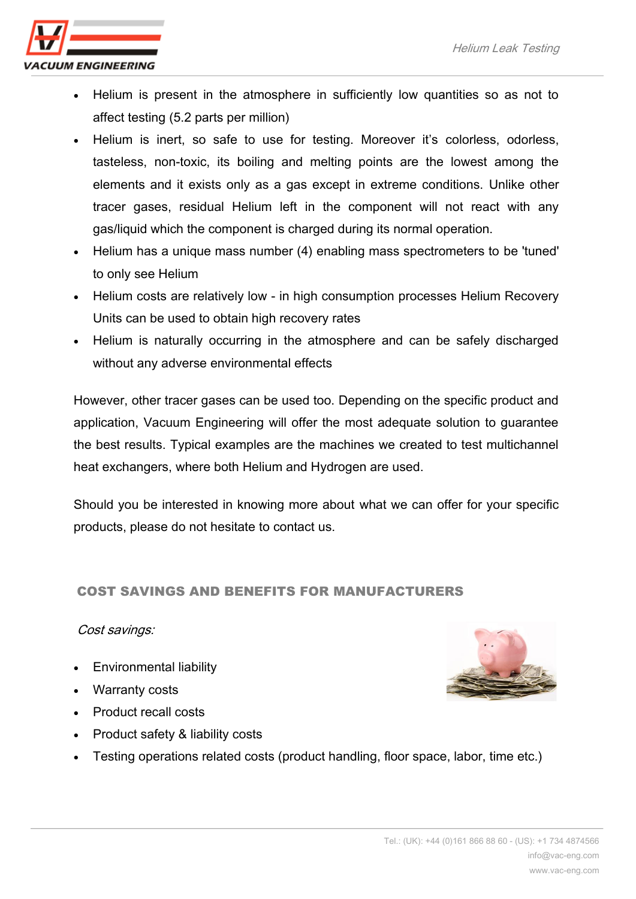- Helium is present in the atmosphere in sufficiently low quantities so as not to affect testing (5.2 parts per million)
- Helium is inert, so safe to use for testing. Moreover it's colorless, odorless, tasteless, non-toxic, its boiling and melting points are the lowest among the elements and it exists only as a gas except in extreme conditions. Unlike other tracer gases, residual Helium left in the component will not react with any gas/liquid which the component is charged during its normal operation.
- Helium has a unique mass number (4) enabling mass spectrometers to be 'tuned' to only see Helium
- Helium costs are relatively low - in high consumption processes Helium Recovery Units can be used to obtain high recovery rates
- Helium is naturally occurring in the atmosphere and can be safely discharged without any adverse environmental effects

However, other tracer gases can be used too. Depending on the specific product and application, Vacuum Engineering will offer the most adequate solution to guarantee the best results. Typical examples are the machines we created to test multichannel heat exchangers, where both Helium and Hydrogen are used.

Should you be interested in knowing more about what we can offer for your specific products, please do not hesitate to contact us.

## COST SAVINGS AND BENEFITS FOR MANUFACTURERS

*Cost savings:*

- Environmental liability
- Warranty costs
- Product recall costs
- Product safety & liability costs
- Testing operations related costs (product handling, floor space, labor, time etc.)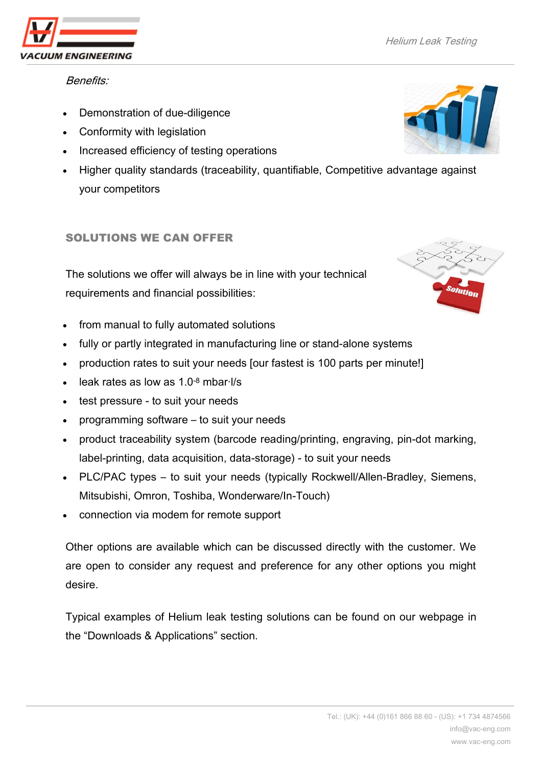*Benefits:*

- Demonstration of due-diligence
- Conformity with legislation
- Increased efficiency of testing operations
- Higher quality standards (traceability, quantifiable, Competitive advantage against your competitors

## SOLUTIONS WE CAN OFFER

The solutions we offer will always be in line with your technical requirements and financial possibilities:

- from manual to fully automated solutions
- fully or partly integrated in manufacturing line or stand-alone systems
- production rates to suit your needs [our fastest is 100 parts per minute!]
- leak rates as low as $1.0^{-8}$ mbar·l/s
- test pressure - to suit your needs
- programming software – to suit your needs
- product traceability system (barcode reading/printing, engraving, pin-dot marking, label-printing, data acquisition, data-storage) - to suit your needs
- PLC/PAC types – to suit your needs (typically Rockwell/Allen-Bradley, Siemens, Mitsubishi, Omron, Toshiba, Wonderware/In-Touch)
- connection via modem for remote support

Other options are available which can be discussed directly with the customer. We are open to consider any request and preference for any other options you might desire.

Typical examples of Helium leak testing solutions can be found on our webpage in the “Downloads & Applications” section.